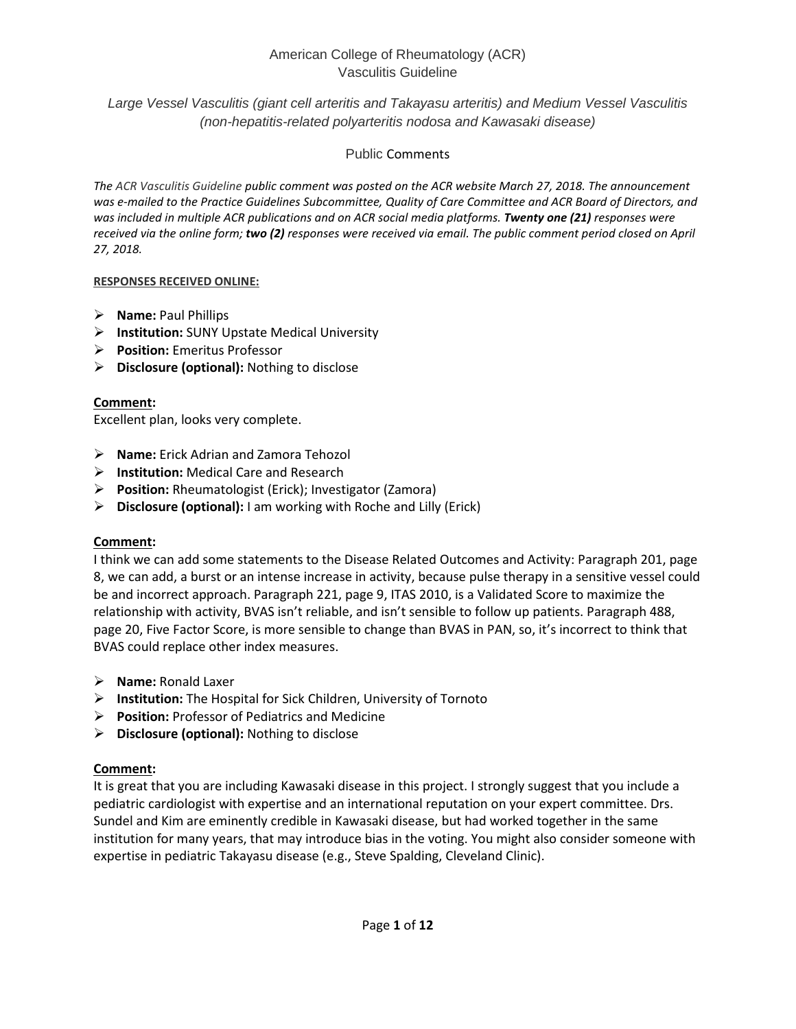# American College of Rheumatology (ACR)
# Vasculitis Guideline

*Large Vessel Vasculitis (giant cell arteritis and Takayasu arteritis) and Medium Vessel Vasculitis (non-hepatitis-related polyarteritis nodosa and Kawasaki disease)*

## Public Comments

*The ACR Vasculitis Guideline public comment was posted on the ACR website March 27, 2018. The announcement was e-mailed to the Practice Guidelines Subcommittee, Quality of Care Committee and ACR Board of Directors, and was included in multiple ACR publications and on ACR social media platforms.* ***Twenty one (21)*** *responses were received via the online form;* ***two (2)*** *responses were received via email. The public comment period closed on April 27, 2018.*

**RESPONSES RECEIVED ONLINE:**

- **Name:** Paul Phillips
- **Institution:** SUNY Upstate Medical University
- **Position:** Emeritus Professor
- **Disclosure (optional):** Nothing to disclose

**Comment:**
Excellent plan, looks very complete.

- **Name:** Erick Adrian and Zamora Tehozol
- **Institution:** Medical Care and Research
- **Position:** Rheumatologist (Erick); Investigator (Zamora)
- **Disclosure (optional):** I am working with Roche and Lilly (Erick)

**Comment:**
I think we can add some statements to the Disease Related Outcomes and Activity: Paragraph 201, page 8, we can add, a burst or an intense increase in activity, because pulse therapy in a sensitive vessel could be and incorrect approach. Paragraph 221, page 9, ITAS 2010, is a Validated Score to maximize the relationship with activity, BVAS isn't reliable, and isn't sensible to follow up patients. Paragraph 488, page 20, Five Factor Score, is more sensible to change than BVAS in PAN, so, it's incorrect to think that BVAS could replace other index measures.

- **Name:** Ronald Laxer
- **Institution:** The Hospital for Sick Children, University of Tornoto
- **Position:** Professor of Pediatrics and Medicine
- **Disclosure (optional):** Nothing to disclose

**Comment:**
It is great that you are including Kawasaki disease in this project. I strongly suggest that you include a pediatric cardiologist with expertise and an international reputation on your expert committee. Drs. Sundel and Kim are eminently credible in Kawasaki disease, but had worked together in the same institution for many years, that may introduce bias in the voting. You might also consider someone with expertise in pediatric Takayasu disease (e.g., Steve Spalding, Cleveland Clinic).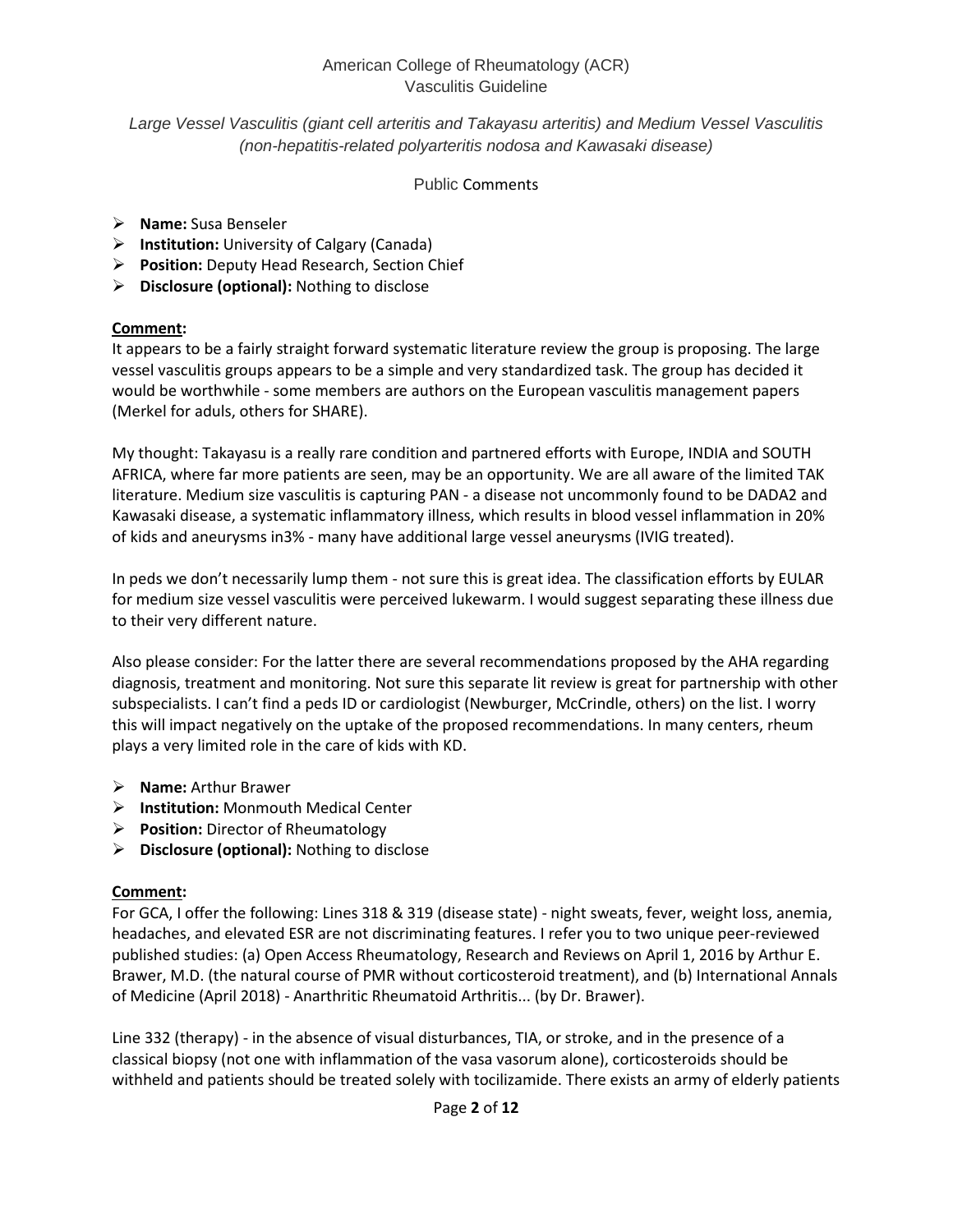American College of Rheumatology (ACR)
Vasculitis Guideline

*Large Vessel Vasculitis (giant cell arteritis and Takayasu arteritis) and Medium Vessel Vasculitis (non-hepatitis-related polyarteritis nodosa and Kawasaki disease)*

Public Comments

- **Name:** Susa Benseler
- **Institution:** University of Calgary (Canada)
- **Position:** Deputy Head Research, Section Chief
- **Disclosure (optional):** Nothing to disclose

**Comment:**

It appears to be a fairly straight forward systematic literature review the group is proposing. The large vessel vasculitis groups appears to be a simple and very standardized task. The group has decided it would be worthwhile - some members are authors on the European vasculitis management papers (Merkel for aduls, others for SHARE).

My thought: Takayasu is a really rare condition and partnered efforts with Europe, INDIA and SOUTH AFRICA, where far more patients are seen, may be an opportunity. We are all aware of the limited TAK literature. Medium size vasculitis is capturing PAN - a disease not uncommonly found to be DADA2 and Kawasaki disease, a systematic inflammatory illness, which results in blood vessel inflammation in 20% of kids and aneurysms in3% - many have additional large vessel aneurysms (IVIG treated).

In peds we don't necessarily lump them - not sure this is great idea. The classification efforts by EULAR for medium size vessel vasculitis were perceived lukewarm. I would suggest separating these illness due to their very different nature.

Also please consider: For the latter there are several recommendations proposed by the AHA regarding diagnosis, treatment and monitoring. Not sure this separate lit review is great for partnership with other subspecialists. I can't find a peds ID or cardiologist (Newburger, McCrindle, others) on the list. I worry this will impact negatively on the uptake of the proposed recommendations. In many centers, rheum plays a very limited role in the care of kids with KD.

- **Name:** Arthur Brawer
- **Institution:** Monmouth Medical Center
- **Position:** Director of Rheumatology
- **Disclosure (optional):** Nothing to disclose

**Comment:**

For GCA, I offer the following: Lines 318 & 319 (disease state) - night sweats, fever, weight loss, anemia, headaches, and elevated ESR are not discriminating features. I refer you to two unique peer-reviewed published studies: (a) Open Access Rheumatology, Research and Reviews on April 1, 2016 by Arthur E. Brawer, M.D. (the natural course of PMR without corticosteroid treatment), and (b) International Annals of Medicine (April 2018) - Anarthritic Rheumatoid Arthritis... (by Dr. Brawer).

Line 332 (therapy) - in the absence of visual disturbances, TIA, or stroke, and in the presence of a classical biopsy (not one with inflammation of the vasa vasorum alone), corticosteroids should be withheld and patients should be treated solely with tocilizamide. There exists an army of elderly patients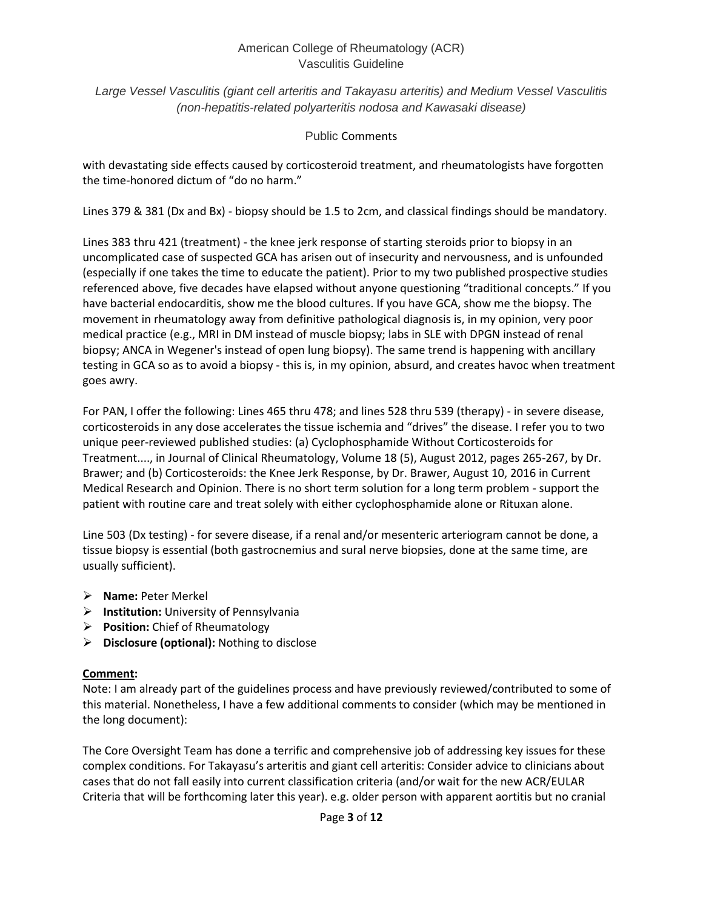with devastating side effects caused by corticosteroid treatment, and rheumatologists have forgotten the time-honored dictum of "do no harm."

Lines 379 & 381 (Dx and Bx) - biopsy should be 1.5 to 2cm, and classical findings should be mandatory.

Lines 383 thru 421 (treatment) - the knee jerk response of starting steroids prior to biopsy in an uncomplicated case of suspected GCA has arisen out of insecurity and nervousness, and is unfounded (especially if one takes the time to educate the patient). Prior to my two published prospective studies referenced above, five decades have elapsed without anyone questioning "traditional concepts." If you have bacterial endocarditis, show me the blood cultures. If you have GCA, show me the biopsy. The movement in rheumatology away from definitive pathological diagnosis is, in my opinion, very poor medical practice (e.g., MRI in DM instead of muscle biopsy; labs in SLE with DPGN instead of renal biopsy; ANCA in Wegener's instead of open lung biopsy). The same trend is happening with ancillary testing in GCA so as to avoid a biopsy - this is, in my opinion, absurd, and creates havoc when treatment goes awry.

For PAN, I offer the following: Lines 465 thru 478; and lines 528 thru 539 (therapy) - in severe disease, corticosteroids in any dose accelerates the tissue ischemia and "drives" the disease. I refer you to two unique peer-reviewed published studies: (a) Cyclophosphamide Without Corticosteroids for Treatment...., in Journal of Clinical Rheumatology, Volume 18 (5), August 2012, pages 265-267, by Dr. Brawer; and (b) Corticosteroids: the Knee Jerk Response, by Dr. Brawer, August 10, 2016 in Current Medical Research and Opinion. There is no short term solution for a long term problem - support the patient with routine care and treat solely with either cyclophosphamide alone or Rituxan alone.

Line 503 (Dx testing) - for severe disease, if a renal and/or mesenteric arteriogram cannot be done, a tissue biopsy is essential (both gastrocnemius and sural nerve biopsies, done at the same time, are usually sufficient).

- **Name:** Peter Merkel
- **Institution:** University of Pennsylvania
- **Position:** Chief of Rheumatology
- **Disclosure (optional):** Nothing to disclose

**Comment:**

Note: I am already part of the guidelines process and have previously reviewed/contributed to some of this material. Nonetheless, I have a few additional comments to consider (which may be mentioned in the long document):

The Core Oversight Team has done a terrific and comprehensive job of addressing key issues for these complex conditions. For Takayasu's arteritis and giant cell arteritis: Consider advice to clinicians about cases that do not fall easily into current classification criteria (and/or wait for the new ACR/EULAR Criteria that will be forthcoming later this year). e.g. older person with apparent aortitis but no cranial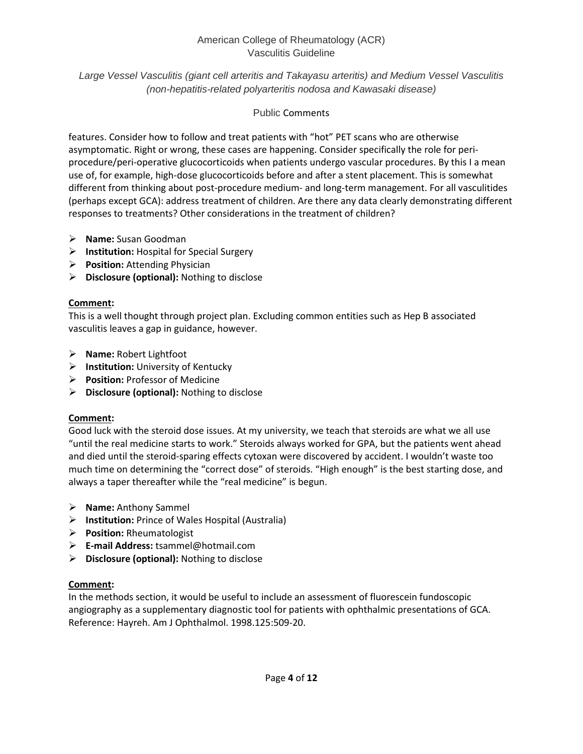features. Consider how to follow and treat patients with "hot" PET scans who are otherwise asymptomatic. Right or wrong, these cases are happening. Consider specifically the role for peri-procedure/peri-operative glucocorticoids when patients undergo vascular procedures. By this I a mean use of, for example, high-dose glucocorticoids before and after a stent placement. This is somewhat different from thinking about post-procedure medium- and long-term management. For all vasculitides (perhaps except GCA): address treatment of children. Are there any data clearly demonstrating different responses to treatments? Other considerations in the treatment of children?

- **Name:** Susan Goodman
- **Institution:** Hospital for Special Surgery
- **Position:** Attending Physician
- **Disclosure (optional):** Nothing to disclose

**Comment:**

This is a well thought through project plan. Excluding common entities such as Hep B associated vasculitis leaves a gap in guidance, however.

- **Name:** Robert Lightfoot
- **Institution:** University of Kentucky
- **Position:** Professor of Medicine
- **Disclosure (optional):** Nothing to disclose

**Comment:**

Good luck with the steroid dose issues. At my university, we teach that steroids are what we all use "until the real medicine starts to work." Steroids always worked for GPA, but the patients went ahead and died until the steroid-sparing effects cytoxan were discovered by accident. I wouldn't waste too much time on determining the "correct dose" of steroids. "High enough" is the best starting dose, and always a taper thereafter while the "real medicine" is begun.

- **Name:** Anthony Sammel
- **Institution:** Prince of Wales Hospital (Australia)
- **Position:** Rheumatologist
- **E-mail Address:** tsammel@hotmail.com
- **Disclosure (optional):** Nothing to disclose

**Comment:**

In the methods section, it would be useful to include an assessment of fluorescein fundoscopic angiography as a supplementary diagnostic tool for patients with ophthalmic presentations of GCA. Reference: Hayreh. Am J Ophthalmol. 1998.125:509-20.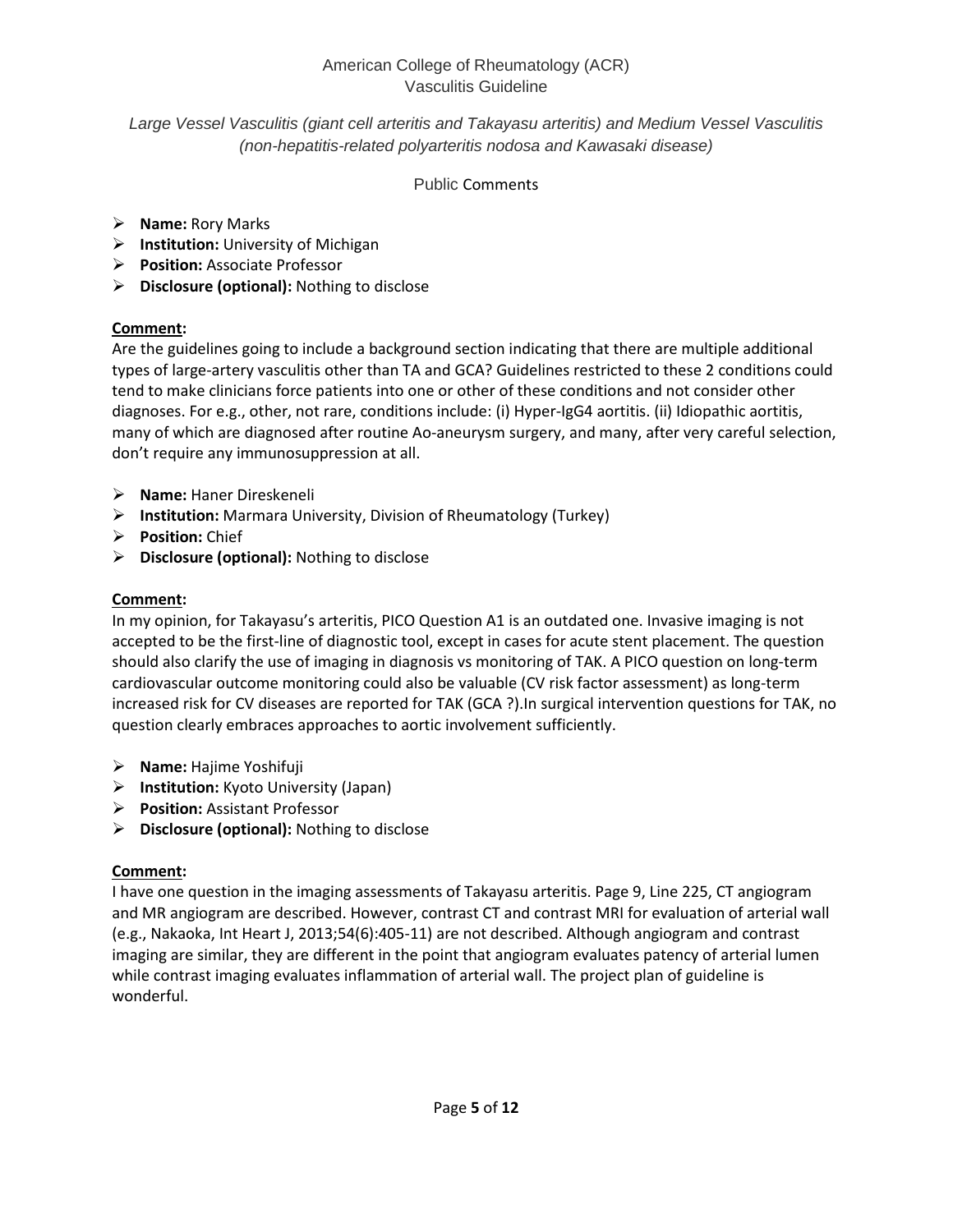American College of Rheumatology (ACR)
Vasculitis Guideline

*Large Vessel Vasculitis (giant cell arteritis and Takayasu arteritis) and Medium Vessel Vasculitis (non-hepatitis-related polyarteritis nodosa and Kawasaki disease)*

Public Comments

- **Name:** Rory Marks
- **Institution:** University of Michigan
- **Position:** Associate Professor
- **Disclosure (optional):** Nothing to disclose

**Comment:**
Are the guidelines going to include a background section indicating that there are multiple additional types of large-artery vasculitis other than TA and GCA? Guidelines restricted to these 2 conditions could tend to make clinicians force patients into one or other of these conditions and not consider other diagnoses. For e.g., other, not rare, conditions include: (i) Hyper-IgG4 aortitis. (ii) Idiopathic aortitis, many of which are diagnosed after routine Ao-aneurysm surgery, and many, after very careful selection, don't require any immunosuppression at all.

- **Name:** Haner Direskeneli
- **Institution:** Marmara University, Division of Rheumatology (Turkey)
- **Position:** Chief
- **Disclosure (optional):** Nothing to disclose

**Comment:**
In my opinion, for Takayasu's arteritis, PICO Question A1 is an outdated one. Invasive imaging is not accepted to be the first-line of diagnostic tool, except in cases for acute stent placement. The question should also clarify the use of imaging in diagnosis vs monitoring of TAK. A PICO question on long-term cardiovascular outcome monitoring could also be valuable (CV risk factor assessment) as long-term increased risk for CV diseases are reported for TAK (GCA ?).In surgical intervention questions for TAK, no question clearly embraces approaches to aortic involvement sufficiently.

- **Name:** Hajime Yoshifuji
- **Institution:** Kyoto University (Japan)
- **Position:** Assistant Professor
- **Disclosure (optional):** Nothing to disclose

**Comment:**
I have one question in the imaging assessments of Takayasu arteritis. Page 9, Line 225, CT angiogram and MR angiogram are described. However, contrast CT and contrast MRI for evaluation of arterial wall (e.g., Nakaoka, Int Heart J, 2013;54(6):405-11) are not described. Although angiogram and contrast imaging are similar, they are different in the point that angiogram evaluates patency of arterial lumen while contrast imaging evaluates inflammation of arterial wall. The project plan of guideline is wonderful.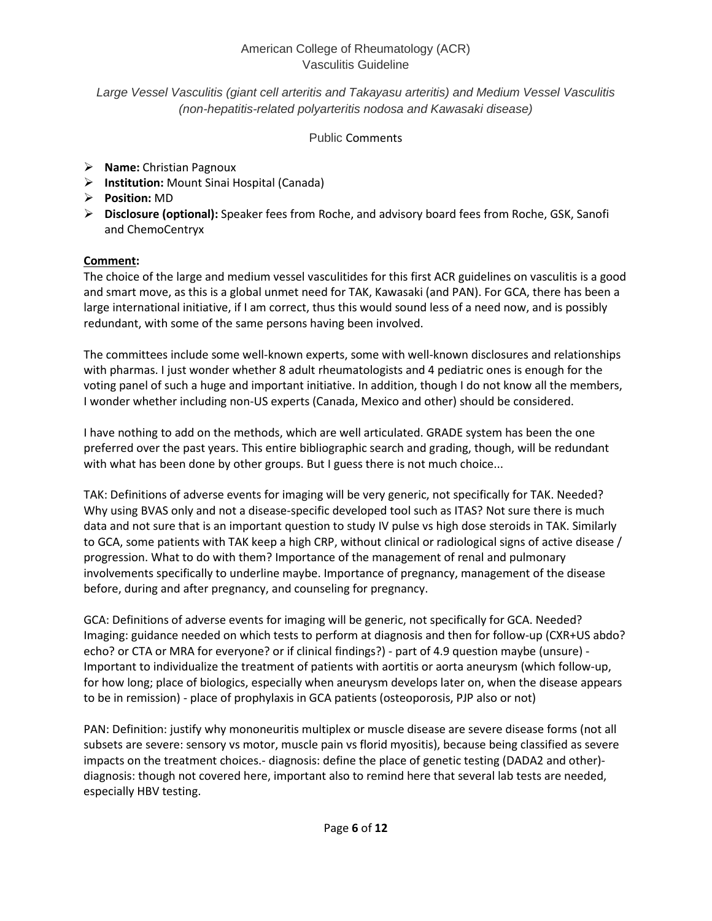American College of Rheumatology (ACR)
Vasculitis Guideline

*Large Vessel Vasculitis (giant cell arteritis and Takayasu arteritis) and Medium Vessel Vasculitis (non-hepatitis-related polyarteritis nodosa and Kawasaki disease)*

Public Comments

- **Name:** Christian Pagnoux
- **Institution:** Mount Sinai Hospital (Canada)
- **Position:** MD
- **Disclosure (optional):** Speaker fees from Roche, and advisory board fees from Roche, GSK, Sanofi and ChemoCentryx

**Comment:**

The choice of the large and medium vessel vasculitides for this first ACR guidelines on vasculitis is a good and smart move, as this is a global unmet need for TAK, Kawasaki (and PAN). For GCA, there has been a large international initiative, if I am correct, thus this would sound less of a need now, and is possibly redundant, with some of the same persons having been involved.

The committees include some well-known experts, some with well-known disclosures and relationships with pharmas. I just wonder whether 8 adult rheumatologists and 4 pediatric ones is enough for the voting panel of such a huge and important initiative. In addition, though I do not know all the members, I wonder whether including non-US experts (Canada, Mexico and other) should be considered.

I have nothing to add on the methods, which are well articulated. GRADE system has been the one preferred over the past years. This entire bibliographic search and grading, though, will be redundant with what has been done by other groups. But I guess there is not much choice...

TAK: Definitions of adverse events for imaging will be very generic, not specifically for TAK. Needed? Why using BVAS only and not a disease-specific developed tool such as ITAS? Not sure there is much data and not sure that is an important question to study IV pulse vs high dose steroids in TAK. Similarly to GCA, some patients with TAK keep a high CRP, without clinical or radiological signs of active disease / progression. What to do with them? Importance of the management of renal and pulmonary involvements specifically to underline maybe. Importance of pregnancy, management of the disease before, during and after pregnancy, and counseling for pregnancy.

GCA: Definitions of adverse events for imaging will be generic, not specifically for GCA. Needed? Imaging: guidance needed on which tests to perform at diagnosis and then for follow-up (CXR+US abdo? echo? or CTA or MRA for everyone? or if clinical findings?) - part of 4.9 question maybe (unsure) - Important to individualize the treatment of patients with aortitis or aorta aneurysm (which follow-up, for how long; place of biologics, especially when aneurysm develops later on, when the disease appears to be in remission) - place of prophylaxis in GCA patients (osteoporosis, PJP also or not)

PAN: Definition: justify why mononeuritis multiplex or muscle disease are severe disease forms (not all subsets are severe: sensory vs motor, muscle pain vs florid myositis), because being classified as severe impacts on the treatment choices.- diagnosis: define the place of genetic testing (DADA2 and other)- diagnosis: though not covered here, important also to remind here that several lab tests are needed, especially HBV testing.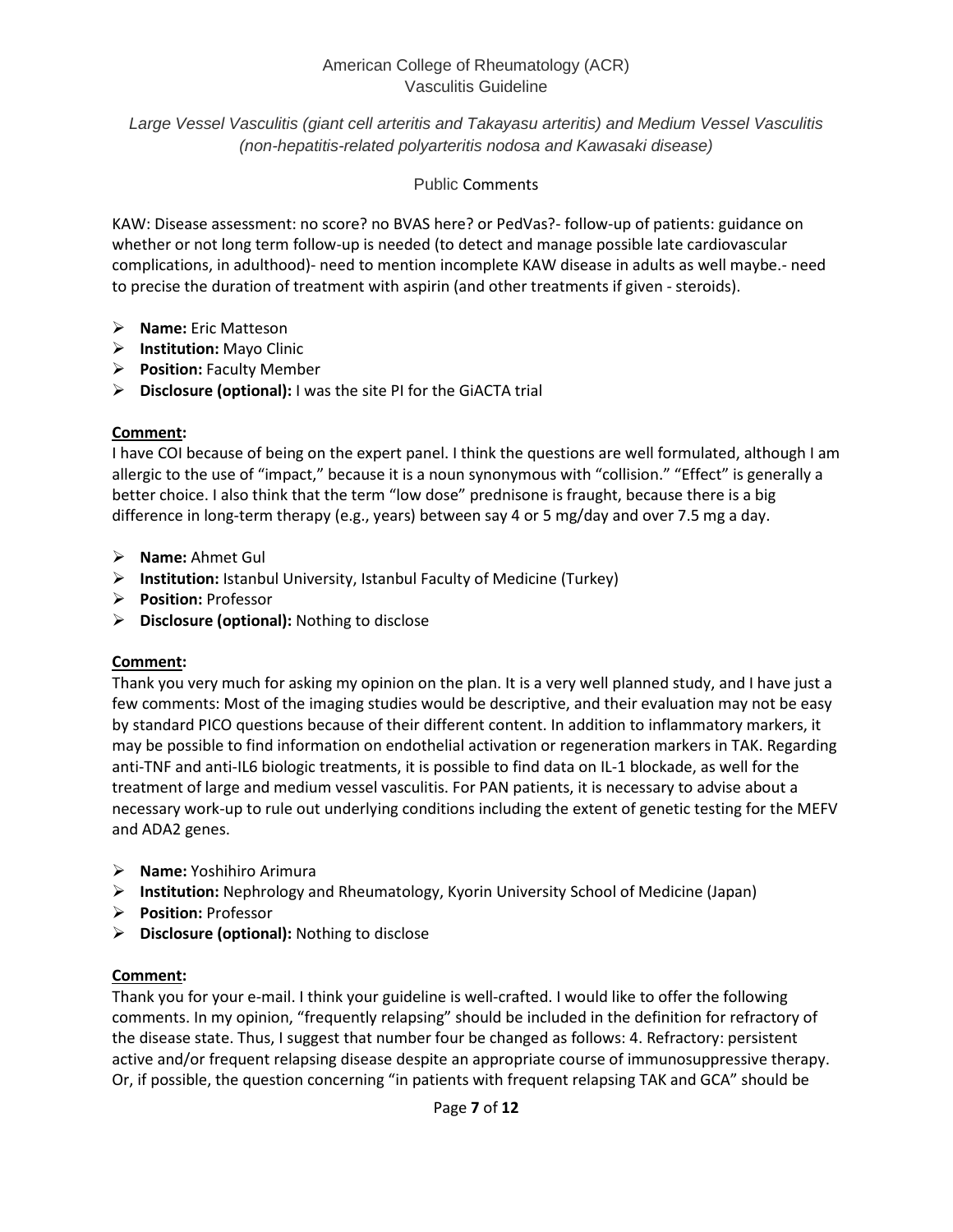KAW: Disease assessment: no score? no BVAS here? or PedVas?- follow-up of patients: guidance on whether or not long term follow-up is needed (to detect and manage possible late cardiovascular complications, in adulthood)- need to mention incomplete KAW disease in adults as well maybe.- need to precise the duration of treatment with aspirin (and other treatments if given - steroids).

- **Name:** Eric Matteson
- **Institution:** Mayo Clinic
- **Position:** Faculty Member
- **Disclosure (optional):** I was the site PI for the GiACTA trial

**Comment:**
I have COI because of being on the expert panel. I think the questions are well formulated, although I am allergic to the use of "impact," because it is a noun synonymous with "collision." "Effect" is generally a better choice. I also think that the term "low dose" prednisone is fraught, because there is a big difference in long-term therapy (e.g., years) between say 4 or 5 mg/day and over 7.5 mg a day.

- **Name:** Ahmet Gul
- **Institution:** Istanbul University, Istanbul Faculty of Medicine (Turkey)
- **Position:** Professor
- **Disclosure (optional):** Nothing to disclose

**Comment:**
Thank you very much for asking my opinion on the plan. It is a very well planned study, and I have just a few comments: Most of the imaging studies would be descriptive, and their evaluation may not be easy by standard PICO questions because of their different content. In addition to inflammatory markers, it may be possible to find information on endothelial activation or regeneration markers in TAK. Regarding anti-TNF and anti-IL6 biologic treatments, it is possible to find data on IL-1 blockade, as well for the treatment of large and medium vessel vasculitis. For PAN patients, it is necessary to advise about a necessary work-up to rule out underlying conditions including the extent of genetic testing for the MEFV and ADA2 genes.

- **Name:** Yoshihiro Arimura
- **Institution:** Nephrology and Rheumatology, Kyorin University School of Medicine (Japan)
- **Position:** Professor
- **Disclosure (optional):** Nothing to disclose

**Comment:**
Thank you for your e-mail. I think your guideline is well-crafted. I would like to offer the following comments. In my opinion, "frequently relapsing" should be included in the definition for refractory of the disease state. Thus, I suggest that number four be changed as follows: 4. Refractory: persistent active and/or frequent relapsing disease despite an appropriate course of immunosuppressive therapy. Or, if possible, the question concerning "in patients with frequent relapsing TAK and GCA" should be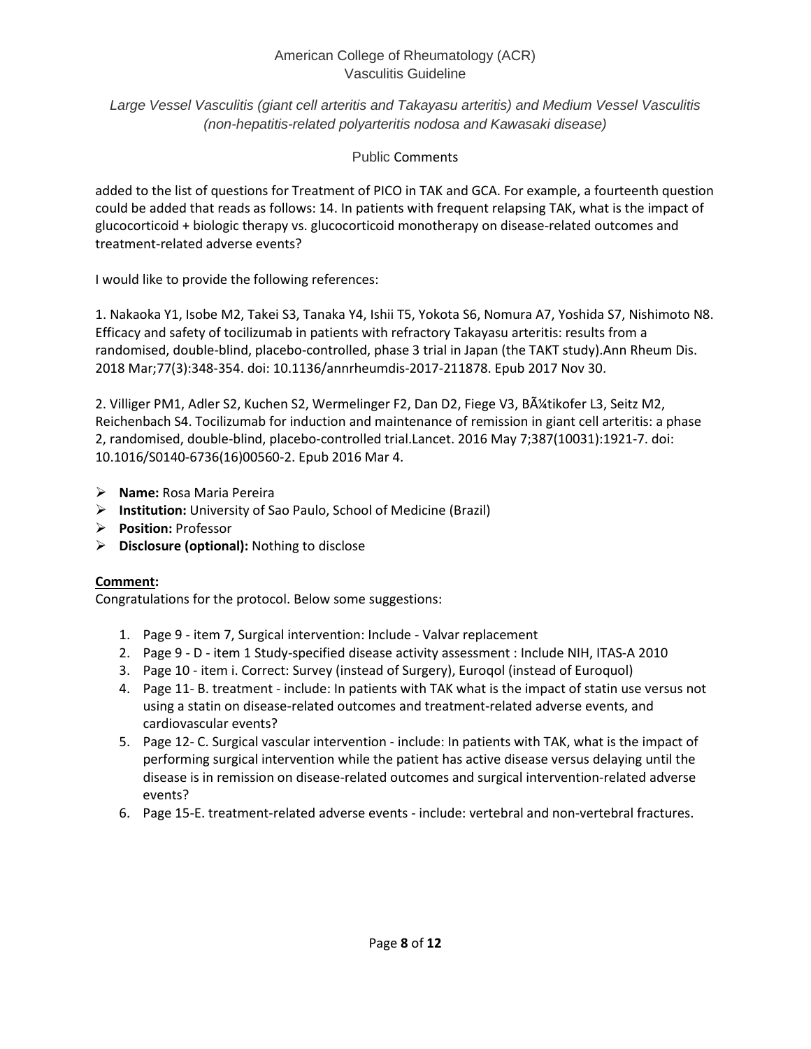added to the list of questions for Treatment of PICO in TAK and GCA. For example, a fourteenth question could be added that reads as follows: 14. In patients with frequent relapsing TAK, what is the impact of glucocorticoid + biologic therapy vs. glucocorticoid monotherapy on disease-related outcomes and treatment-related adverse events?

I would like to provide the following references:

1. Nakaoka Y1, Isobe M2, Takei S3, Tanaka Y4, Ishii T5, Yokota S6, Nomura A7, Yoshida S7, Nishimoto N8. Efficacy and safety of tocilizumab in patients with refractory Takayasu arteritis: results from a randomised, double-blind, placebo-controlled, phase 3 trial in Japan (the TAKT study).Ann Rheum Dis. 2018 Mar;77(3):348-354. doi: 10.1136/annrheumdis-2017-211878. Epub 2017 Nov 30.

2. Villiger PM1, Adler S2, Kuchen S2, Wermelinger F2, Dan D2, Fiege V3, BÃ¼tikofer L3, Seitz M2, Reichenbach S4. Tocilizumab for induction and maintenance of remission in giant cell arteritis: a phase 2, randomised, double-blind, placebo-controlled trial.Lancet. 2016 May 7;387(10031):1921-7. doi: 10.1016/S0140-6736(16)00560-2. Epub 2016 Mar 4.

- **Name:** Rosa Maria Pereira
- **Institution:** University of Sao Paulo, School of Medicine (Brazil)
- **Position:** Professor
- **Disclosure (optional):** Nothing to disclose

**Comment:**

Congratulations for the protocol. Below some suggestions:

1. Page 9 - item 7, Surgical intervention: Include - Valvar replacement
2. Page 9 - D - item 1 Study-specified disease activity assessment : Include NIH, ITAS-A 2010
3. Page 10 - item i. Correct: Survey (instead of Surgery), Euroqol (instead of Euroquol)
4. Page 11- B. treatment - include: In patients with TAK what is the impact of statin use versus not using a statin on disease-related outcomes and treatment-related adverse events, and cardiovascular events?
5. Page 12- C. Surgical vascular intervention - include: In patients with TAK, what is the impact of performing surgical intervention while the patient has active disease versus delaying until the disease is in remission on disease-related outcomes and surgical intervention-related adverse events?
6. Page 15-E. treatment-related adverse events - include: vertebral and non-vertebral fractures.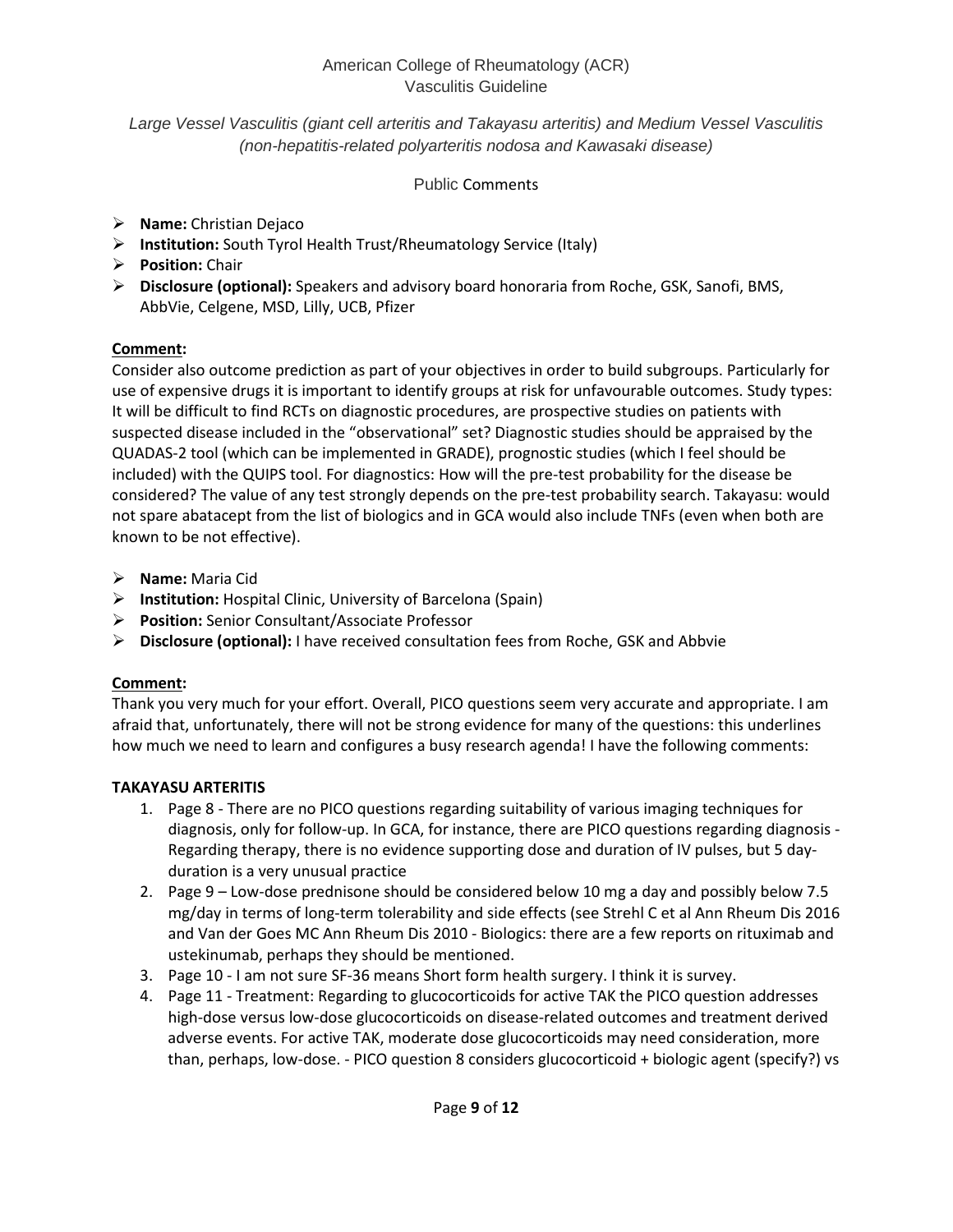American College of Rheumatology (ACR)
Vasculitis Guideline

*Large Vessel Vasculitis (giant cell arteritis and Takayasu arteritis) and Medium Vessel Vasculitis (non-hepatitis-related polyarteritis nodosa and Kawasaki disease)*

Public Comments

- **Name:** Christian Dejaco
- **Institution:** South Tyrol Health Trust/Rheumatology Service (Italy)
- **Position:** Chair
- **Disclosure (optional):** Speakers and advisory board honoraria from Roche, GSK, Sanofi, BMS, AbbVie, Celgene, MSD, Lilly, UCB, Pfizer

**Comment:**

Consider also outcome prediction as part of your objectives in order to build subgroups. Particularly for use of expensive drugs it is important to identify groups at risk for unfavourable outcomes. Study types: It will be difficult to find RCTs on diagnostic procedures, are prospective studies on patients with suspected disease included in the "observational" set? Diagnostic studies should be appraised by the QUADAS-2 tool (which can be implemented in GRADE), prognostic studies (which I feel should be included) with the QUIPS tool. For diagnostics: How will the pre-test probability for the disease be considered? The value of any test strongly depends on the pre-test probability search. Takayasu: would not spare abatacept from the list of biologics and in GCA would also include TNFs (even when both are known to be not effective).

- **Name:** Maria Cid
- **Institution:** Hospital Clinic, University of Barcelona (Spain)
- **Position:** Senior Consultant/Associate Professor
- **Disclosure (optional):** I have received consultation fees from Roche, GSK and Abbvie

**Comment:**

Thank you very much for your effort. Overall, PICO questions seem very accurate and appropriate. I am afraid that, unfortunately, there will not be strong evidence for many of the questions: this underlines how much we need to learn and configures a busy research agenda! I have the following comments:

**TAKAYASU ARTERITIS**

1. Page 8 - There are no PICO questions regarding suitability of various imaging techniques for diagnosis, only for follow-up. In GCA, for instance, there are PICO questions regarding diagnosis - Regarding therapy, there is no evidence supporting dose and duration of IV pulses, but 5 day-duration is a very unusual practice
2. Page 9 – Low-dose prednisone should be considered below 10 mg a day and possibly below 7.5 mg/day in terms of long-term tolerability and side effects (see Strehl C et al Ann Rheum Dis 2016 and Van der Goes MC Ann Rheum Dis 2010 - Biologics: there are a few reports on rituximab and ustekinumab, perhaps they should be mentioned.
3. Page 10 - I am not sure SF-36 means Short form health surgery. I think it is survey.
4. Page 11 - Treatment: Regarding to glucocorticoids for active TAK the PICO question addresses high-dose versus low-dose glucocorticoids on disease-related outcomes and treatment derived adverse events. For active TAK, moderate dose glucocorticoids may need consideration, more than, perhaps, low-dose. - PICO question 8 considers glucocorticoid + biologic agent (specify?) vs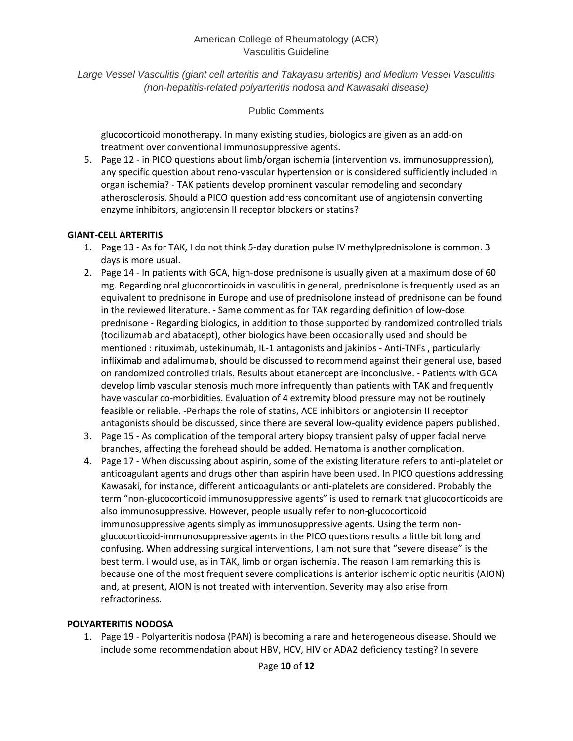glucocorticoid monotherapy. In many existing studies, biologics are given as an add-on treatment over conventional immunosuppressive agents.

5. Page 12 - in PICO questions about limb/organ ischemia (intervention vs. immunosuppression), any specific question about reno-vascular hypertension or is considered sufficiently included in organ ischemia? - TAK patients develop prominent vascular remodeling and secondary atherosclerosis. Should a PICO question address concomitant use of angiotensin converting enzyme inhibitors, angiotensin II receptor blockers or statins?

**GIANT-CELL ARTERITIS**

1. Page 13 - As for TAK, I do not think 5-day duration pulse IV methylprednisolone is common. 3 days is more usual.
2. Page 14 - In patients with GCA, high-dose prednisone is usually given at a maximum dose of 60 mg. Regarding oral glucocorticoids in vasculitis in general, prednisolone is frequently used as an equivalent to prednisone in Europe and use of prednisolone instead of prednisone can be found in the reviewed literature. - Same comment as for TAK regarding definition of low-dose prednisone - Regarding biologics, in addition to those supported by randomized controlled trials (tocilizumab and abatacept), other biologics have been occasionally used and should be mentioned : rituximab, ustekinumab, IL-1 antagonists and jakinibs - Anti-TNFs , particularly infliximab and adalimumab, should be discussed to recommend against their general use, based on randomized controlled trials. Results about etanercept are inconclusive. - Patients with GCA develop limb vascular stenosis much more infrequently than patients with TAK and frequently have vascular co-morbidities. Evaluation of 4 extremity blood pressure may not be routinely feasible or reliable. -Perhaps the role of statins, ACE inhibitors or angiotensin II receptor antagonists should be discussed, since there are several low-quality evidence papers published.
3. Page 15 - As complication of the temporal artery biopsy transient palsy of upper facial nerve branches, affecting the forehead should be added. Hematoma is another complication.
4. Page 17 - When discussing about aspirin, some of the existing literature refers to anti-platelet or anticoagulant agents and drugs other than aspirin have been used. In PICO questions addressing Kawasaki, for instance, different anticoagulants or anti-platelets are considered. Probably the term "non-glucocorticoid immunosuppressive agents" is used to remark that glucocorticoids are also immunosuppressive. However, people usually refer to non-glucocorticoid immunosuppressive agents simply as immunosuppressive agents. Using the term non-glucocorticoid-immunosuppressive agents in the PICO questions results a little bit long and confusing. When addressing surgical interventions, I am not sure that "severe disease" is the best term. I would use, as in TAK, limb or organ ischemia. The reason I am remarking this is because one of the most frequent severe complications is anterior ischemic optic neuritis (AION) and, at present, AION is not treated with intervention. Severity may also arise from refractoriness.

**POLYARTERITIS NODOSA**

1. Page 19 - Polyarteritis nodosa (PAN) is becoming a rare and heterogeneous disease. Should we include some recommendation about HBV, HCV, HIV or ADA2 deficiency testing? In severe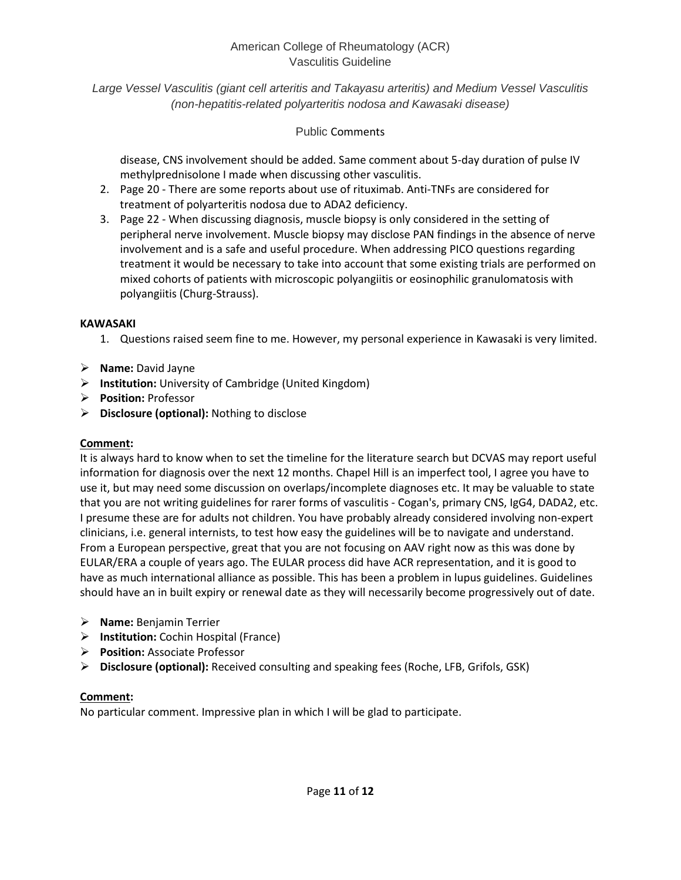disease, CNS involvement should be added. Same comment about 5-day duration of pulse IV methylprednisolone I made when discussing other vasculitis.

2. Page 20 - There are some reports about use of rituximab. Anti-TNFs are considered for treatment of polyarteritis nodosa due to ADA2 deficiency.
3. Page 22 - When discussing diagnosis, muscle biopsy is only considered in the setting of peripheral nerve involvement. Muscle biopsy may disclose PAN findings in the absence of nerve involvement and is a safe and useful procedure. When addressing PICO questions regarding treatment it would be necessary to take into account that some existing trials are performed on mixed cohorts of patients with microscopic polyangiitis or eosinophilic granulomatosis with polyangiitis (Churg-Strauss).

**KAWASAKI**

1. Questions raised seem fine to me. However, my personal experience in Kawasaki is very limited.

- **Name:** David Jayne
- **Institution:** University of Cambridge (United Kingdom)
- **Position:** Professor
- **Disclosure (optional):** Nothing to disclose

**Comment:**

It is always hard to know when to set the timeline for the literature search but DCVAS may report useful information for diagnosis over the next 12 months. Chapel Hill is an imperfect tool, I agree you have to use it, but may need some discussion on overlaps/incomplete diagnoses etc. It may be valuable to state that you are not writing guidelines for rarer forms of vasculitis - Cogan's, primary CNS, IgG4, DADA2, etc. I presume these are for adults not children. You have probably already considered involving non-expert clinicians, i.e. general internists, to test how easy the guidelines will be to navigate and understand. From a European perspective, great that you are not focusing on AAV right now as this was done by EULAR/ERA a couple of years ago. The EULAR process did have ACR representation, and it is good to have as much international alliance as possible. This has been a problem in lupus guidelines. Guidelines should have an in built expiry or renewal date as they will necessarily become progressively out of date.

- **Name:** Benjamin Terrier
- **Institution:** Cochin Hospital (France)
- **Position:** Associate Professor
- **Disclosure (optional):** Received consulting and speaking fees (Roche, LFB, Grifols, GSK)

**Comment:**

No particular comment. Impressive plan in which I will be glad to participate.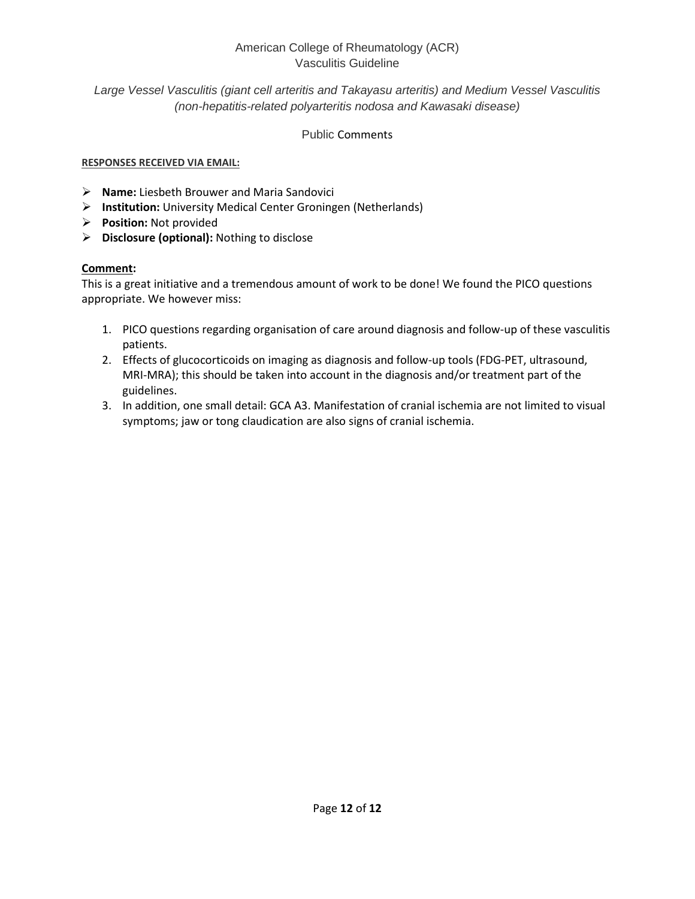American College of Rheumatology (ACR)
Vasculitis Guideline

*Large Vessel Vasculitis (giant cell arteritis and Takayasu arteritis) and Medium Vessel Vasculitis (non-hepatitis-related polyarteritis nodosa and Kawasaki disease)*

Public Comments

**RESPONSES RECEIVED VIA EMAIL:**

- **Name:** Liesbeth Brouwer and Maria Sandovici
- **Institution:** University Medical Center Groningen (Netherlands)
- **Position:** Not provided
- **Disclosure (optional):** Nothing to disclose

**Comment:**

This is a great initiative and a tremendous amount of work to be done! We found the PICO questions appropriate. We however miss:

1. PICO questions regarding organisation of care around diagnosis and follow-up of these vasculitis patients.
2. Effects of glucocorticoids on imaging as diagnosis and follow-up tools (FDG-PET, ultrasound, MRI-MRA); this should be taken into account in the diagnosis and/or treatment part of the guidelines.
3. In addition, one small detail: GCA A3. Manifestation of cranial ischemia are not limited to visual symptoms; jaw or tong claudication are also signs of cranial ischemia.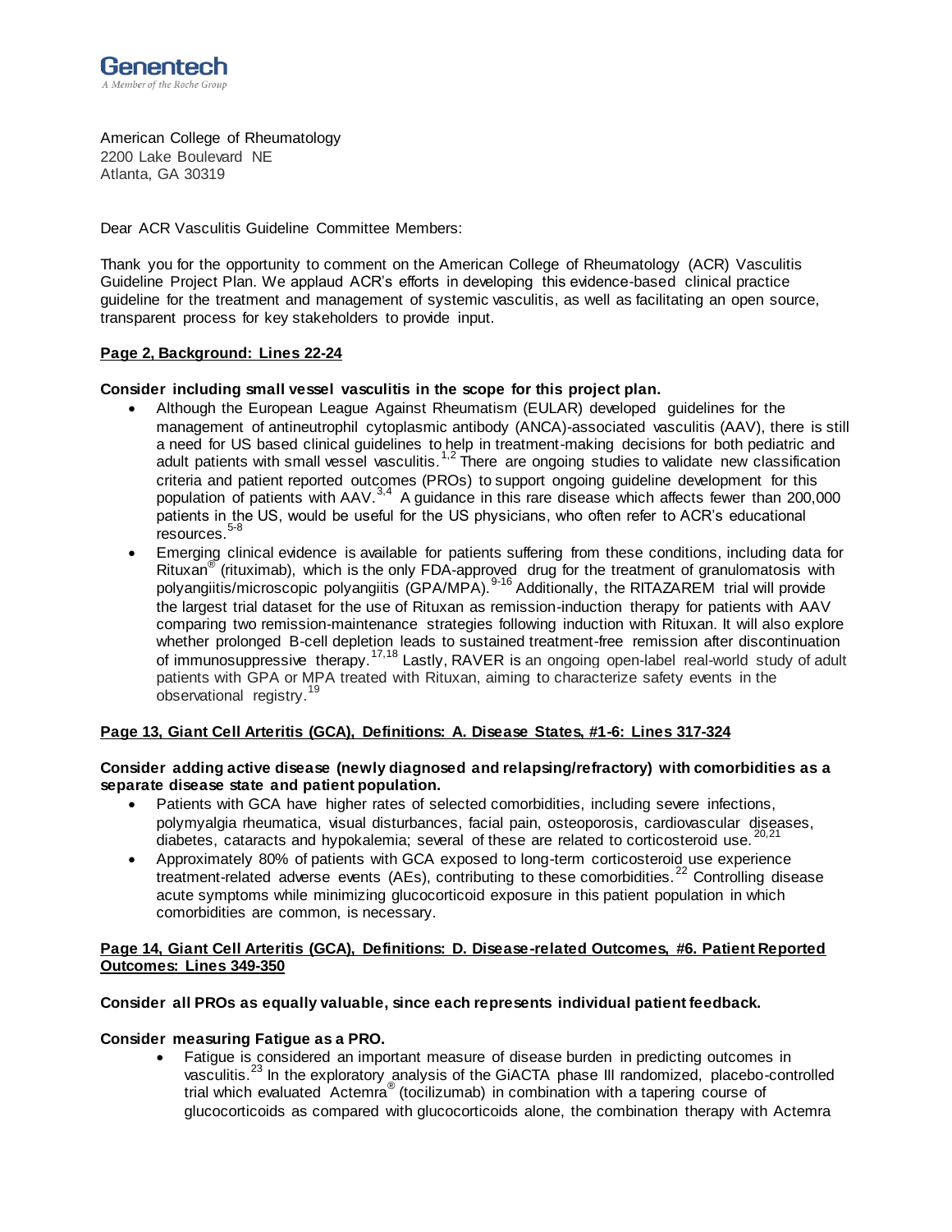**Genentech**
*A Member of the Roche Group*

American College of Rheumatology
2200 Lake Boulevard NE
Atlanta, GA 30319

Dear ACR Vasculitis Guideline Committee Members:

Thank you for the opportunity to comment on the American College of Rheumatology (ACR) Vasculitis Guideline Project Plan. We applaud ACR's efforts in developing this evidence-based clinical practice guideline for the treatment and management of systemic vasculitis, as well as facilitating an open source, transparent process for key stakeholders to provide input.

**Page 2, Background: Lines 22-24**

**Consider including small vessel vasculitis in the scope for this project plan.**

- Although the European League Against Rheumatism (EULAR) developed guidelines for the management of antineutrophil cytoplasmic antibody (ANCA)-associated vasculitis (AAV), there is still a need for US based clinical guidelines to help in treatment-making decisions for both pediatric and adult patients with small vessel vasculitis.[1,2] There are ongoing studies to validate new classification criteria and patient reported outcomes (PROs) to support ongoing guideline development for this population of patients with AAV.[3,4] A guidance in this rare disease which affects fewer than 200,000 patients in the US, would be useful for the US physicians, who often refer to ACR's educational resources.[5-8]
- Emerging clinical evidence is available for patients suffering from these conditions, including data for Rituxan® (rituximab), which is the only FDA-approved drug for the treatment of granulomatosis with polyangiitis/microscopic polyangiitis (GPA/MPA).[9-16] Additionally, the RITAZAREM trial will provide the largest trial dataset for the use of Rituxan as remission-induction therapy for patients with AAV comparing two remission-maintenance strategies following induction with Rituxan. It will also explore whether prolonged B-cell depletion leads to sustained treatment-free remission after discontinuation of immunosuppressive therapy.[17,18] Lastly, RAVER is an ongoing open-label real-world study of adult patients with GPA or MPA treated with Rituxan, aiming to characterize safety events in the observational registry.[19]

**Page 13, Giant Cell Arteritis (GCA), Definitions: A. Disease States, #1-6: Lines 317-324**

**Consider adding active disease (newly diagnosed and relapsing/refractory) with comorbidities as a separate disease state and patient population.**

- Patients with GCA have higher rates of selected comorbidities, including severe infections, polymyalgia rheumatica, visual disturbances, facial pain, osteoporosis, cardiovascular diseases, diabetes, cataracts and hypokalemia; several of these are related to corticosteroid use.[20,21]
- Approximately 80% of patients with GCA exposed to long-term corticosteroid use experience treatment-related adverse events (AEs), contributing to these comorbidities.[22] Controlling disease acute symptoms while minimizing glucocorticoid exposure in this patient population in which comorbidities are common, is necessary.

**Page 14, Giant Cell Arteritis (GCA), Definitions: D. Disease-related Outcomes, #6. Patient Reported Outcomes: Lines 349-350**

**Consider all PROs as equally valuable, since each represents individual patient feedback.**

**Consider measuring Fatigue as a PRO.**

- Fatigue is considered an important measure of disease burden in predicting outcomes in vasculitis.[23] In the exploratory analysis of the GiACTA phase III randomized, placebo-controlled trial which evaluated Actemra® (tocilizumab) in combination with a tapering course of glucocorticoids as compared with glucocorticoids alone, the combination therapy with Actemra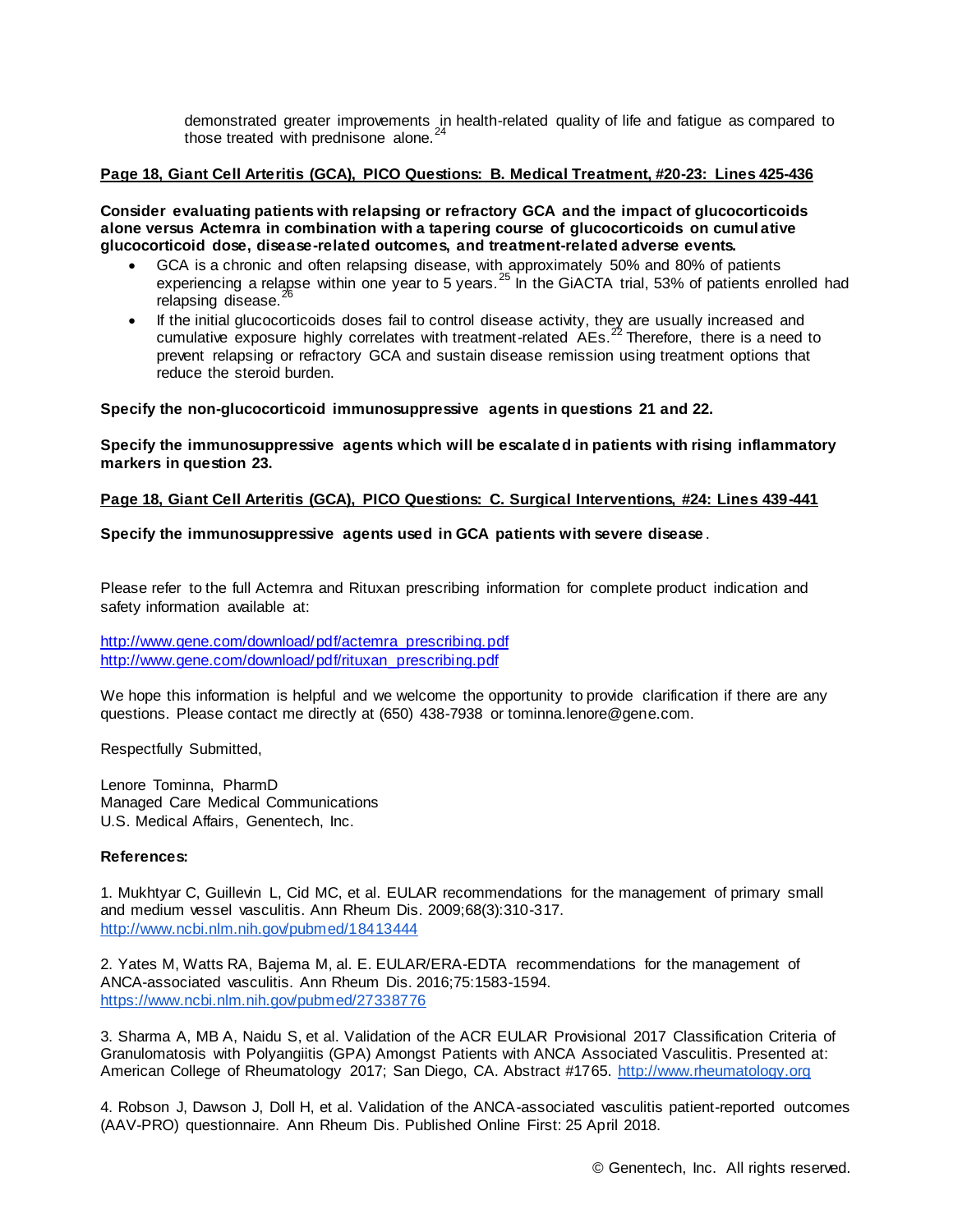demonstrated greater improvements in health-related quality of life and fatigue as compared to those treated with prednisone alone.[24]

**Page 18, Giant Cell Arteritis (GCA), PICO Questions: B. Medical Treatment, #20-23: Lines 425-436**

**Consider evaluating patients with relapsing or refractory GCA and the impact of glucocorticoids alone versus Actemra in combination with a tapering course of glucocorticoids on cumulative glucocorticoid dose, disease-related outcomes, and treatment-related adverse events.**

- GCA is a chronic and often relapsing disease, with approximately 50% and 80% of patients experiencing a relapse within one year to 5 years.[25] In the GiACTA trial, 53% of patients enrolled had relapsing disease.[26]
- If the initial glucocorticoids doses fail to control disease activity, they are usually increased and cumulative exposure highly correlates with treatment-related AEs.[22] Therefore, there is a need to prevent relapsing or refractory GCA and sustain disease remission using treatment options that reduce the steroid burden.

**Specify the non-glucocorticoid immunosuppressive agents in questions 21 and 22.**

**Specify the immunosuppressive agents which will be escalated in patients with rising inflammatory markers in question 23.**

**Page 18, Giant Cell Arteritis (GCA), PICO Questions: C. Surgical Interventions, #24: Lines 439-441**

**Specify the immunosuppressive agents used in GCA patients with severe disease**.

Please refer to the full Actemra and Rituxan prescribing information for complete product indication and safety information available at:

http://www.gene.com/download/pdf/actemra_prescribing.pdf
http://www.gene.com/download/pdf/rituxan_prescribing.pdf

We hope this information is helpful and we welcome the opportunity to provide clarification if there are any questions. Please contact me directly at (650) 438-7938 or tominna.lenore@gene.com.

Respectfully Submitted,

Lenore Tominna, PharmD
Managed Care Medical Communications
U.S. Medical Affairs, Genentech, Inc.

**References:**

1. Mukhtyar C, Guillevin L, Cid MC, et al. EULAR recommendations for the management of primary small and medium vessel vasculitis. Ann Rheum Dis. 2009;68(3):310-317. http://www.ncbi.nlm.nih.gov/pubmed/18413444

2. Yates M, Watts RA, Bajema M, al. E. EULAR/ERA-EDTA recommendations for the management of ANCA-associated vasculitis. Ann Rheum Dis. 2016;75:1583-1594. https://www.ncbi.nlm.nih.gov/pubmed/27338776

3. Sharma A, MB A, Naidu S, et al. Validation of the ACR EULAR Provisional 2017 Classification Criteria of Granulomatosis with Polyangiitis (GPA) Amongst Patients with ANCA Associated Vasculitis. Presented at: American College of Rheumatology 2017; San Diego, CA. Abstract #1765. http://www.rheumatology.org

4. Robson J, Dawson J, Doll H, et al. Validation of the ANCA-associated vasculitis patient-reported outcomes (AAV-PRO) questionnaire. Ann Rheum Dis. Published Online First: 25 April 2018.

© Genentech, Inc. All rights reserved.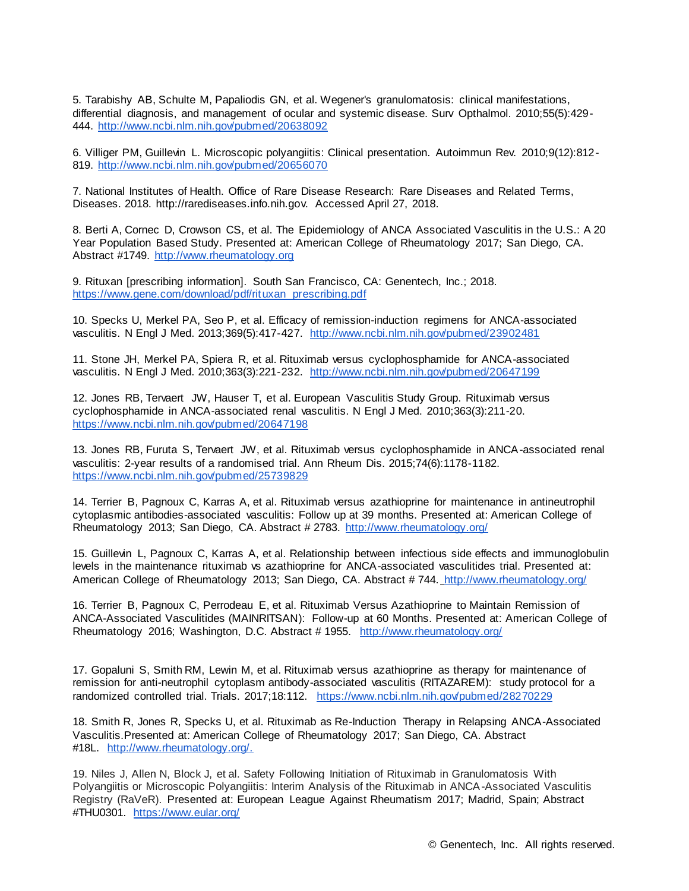5. Tarabishy AB, Schulte M, Papaliodis GN, et al. Wegener's granulomatosis: clinical manifestations, differential diagnosis, and management of ocular and systemic disease. Surv Opthalmol. 2010;55(5):429-444. http://www.ncbi.nlm.nih.gov/pubmed/20638092

6. Villiger PM, Guillevin L. Microscopic polyangiitis: Clinical presentation. Autoimmun Rev. 2010;9(12):812-819. http://www.ncbi.nlm.nih.gov/pubmed/20656070

7. National Institutes of Health. Office of Rare Disease Research: Rare Diseases and Related Terms, Diseases. 2018. http://rarediseases.info.nih.gov. Accessed April 27, 2018.

8. Berti A, Cornec D, Crowson CS, et al. The Epidemiology of ANCA Associated Vasculitis in the U.S.: A 20 Year Population Based Study. Presented at: American College of Rheumatology 2017; San Diego, CA. Abstract #1749. http://www.rheumatology.org

9. Rituxan [prescribing information]. South San Francisco, CA: Genentech, Inc.; 2018. https://www.gene.com/download/pdf/rituxan_prescribing.pdf

10. Specks U, Merkel PA, Seo P, et al. Efficacy of remission-induction regimens for ANCA-associated vasculitis. N Engl J Med. 2013;369(5):417-427. http://www.ncbi.nlm.nih.gov/pubmed/23902481

11. Stone JH, Merkel PA, Spiera R, et al. Rituximab versus cyclophosphamide for ANCA-associated vasculitis. N Engl J Med. 2010;363(3):221-232. http://www.ncbi.nlm.nih.gov/pubmed/20647199

12. Jones RB, Tervaert JW, Hauser T, et al. European Vasculitis Study Group. Rituximab versus cyclophosphamide in ANCA-associated renal vasculitis. N Engl J Med. 2010;363(3):211-20. https://www.ncbi.nlm.nih.gov/pubmed/20647198

13. Jones RB, Furuta S, Tervaert JW, et al. Rituximab versus cyclophosphamide in ANCA-associated renal vasculitis: 2-year results of a randomised trial. Ann Rheum Dis. 2015;74(6):1178-1182. https://www.ncbi.nlm.nih.gov/pubmed/25739829

14. Terrier B, Pagnoux C, Karras A, et al. Rituximab versus azathioprine for maintenance in antineutrophil cytoplasmic antibodies-associated vasculitis: Follow up at 39 months. Presented at: American College of Rheumatology 2013; San Diego, CA. Abstract # 2783. http://www.rheumatology.org/

15. Guillevin L, Pagnoux C, Karras A, et al. Relationship between infectious side effects and immunoglobulin levels in the maintenance rituximab vs azathioprine for ANCA-associated vasculitides trial. Presented at: American College of Rheumatology 2013; San Diego, CA. Abstract # 744. http://www.rheumatology.org/

16. Terrier B, Pagnoux C, Perrodeau E, et al. Rituximab Versus Azathioprine to Maintain Remission of ANCA-Associated Vasculitides (MAINRITSAN): Follow-up at 60 Months. Presented at: American College of Rheumatology 2016; Washington, D.C. Abstract # 1955. http://www.rheumatology.org/

17. Gopaluni S, Smith RM, Lewin M, et al. Rituximab versus azathioprine as therapy for maintenance of remission for anti-neutrophil cytoplasm antibody-associated vasculitis (RITAZAREM): study protocol for a randomized controlled trial. Trials. 2017;18:112. https://www.ncbi.nlm.nih.gov/pubmed/28270229

18. Smith R, Jones R, Specks U, et al. Rituximab as Re-Induction Therapy in Relapsing ANCA-Associated Vasculitis.Presented at: American College of Rheumatology 2017; San Diego, CA. Abstract #18L. http://www.rheumatology.org/.

19. Niles J, Allen N, Block J, et al. Safety Following Initiation of Rituximab in Granulomatosis With Polyangiitis or Microscopic Polyangiitis: Interim Analysis of the Rituximab in ANCA-Associated Vasculitis Registry (RaVeR). Presented at: European League Against Rheumatism 2017; Madrid, Spain; Abstract #THU0301. https://www.eular.org/

© Genentech, Inc. All rights reserved.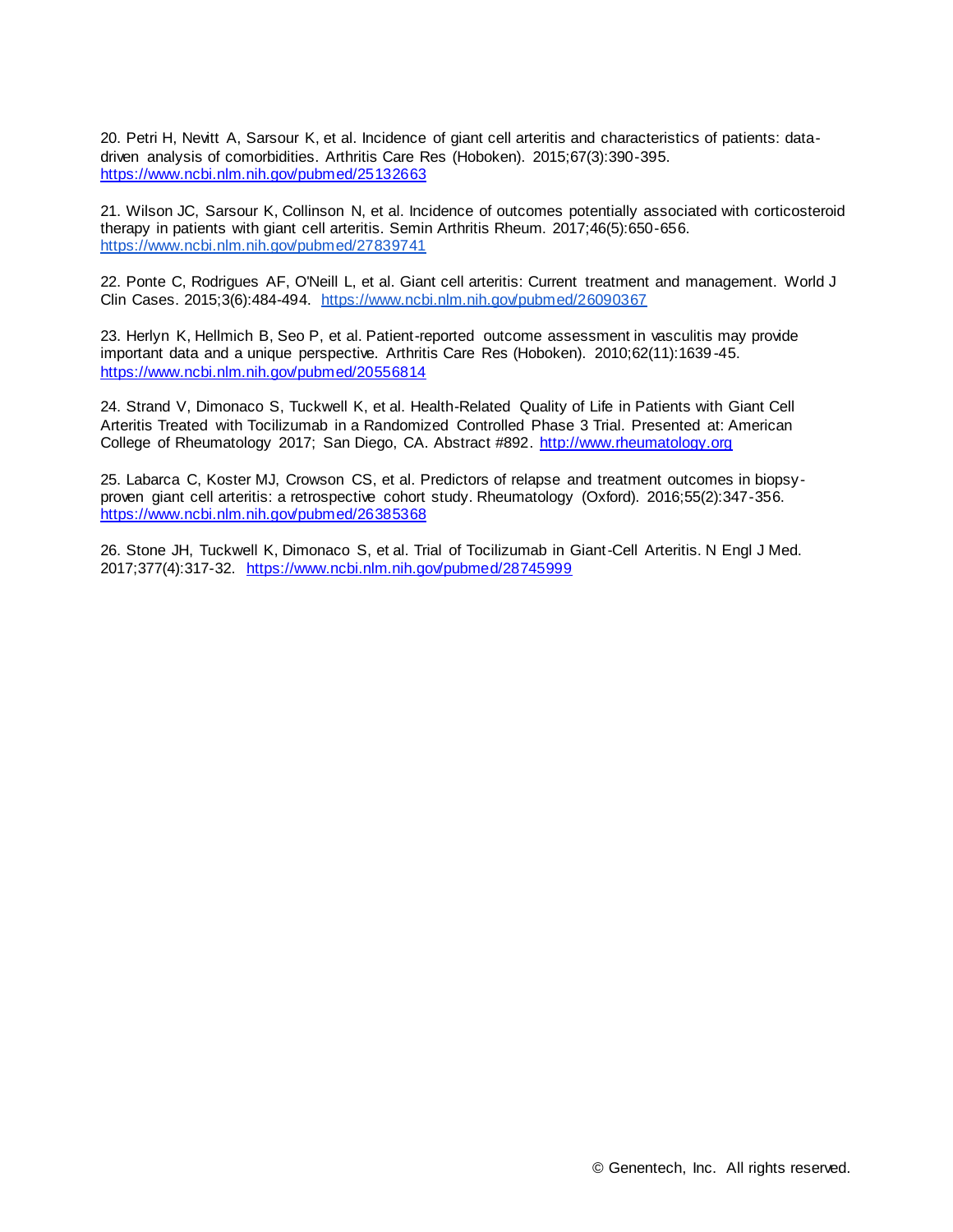20. Petri H, Nevitt A, Sarsour K, et al. Incidence of giant cell arteritis and characteristics of patients: data-driven analysis of comorbidities. Arthritis Care Res (Hoboken). 2015;67(3):390-395. https://www.ncbi.nlm.nih.gov/pubmed/25132663

21. Wilson JC, Sarsour K, Collinson N, et al. Incidence of outcomes potentially associated with corticosteroid therapy in patients with giant cell arteritis. Semin Arthritis Rheum. 2017;46(5):650-656. https://www.ncbi.nlm.nih.gov/pubmed/27839741

22. Ponte C, Rodrigues AF, O'Neill L, et al. Giant cell arteritis: Current treatment and management. World J Clin Cases. 2015;3(6):484-494. https://www.ncbi.nlm.nih.gov/pubmed/26090367

23. Herlyn K, Hellmich B, Seo P, et al. Patient-reported outcome assessment in vasculitis may provide important data and a unique perspective. Arthritis Care Res (Hoboken). 2010;62(11):1639-45. https://www.ncbi.nlm.nih.gov/pubmed/20556814

24. Strand V, Dimonaco S, Tuckwell K, et al. Health-Related Quality of Life in Patients with Giant Cell Arteritis Treated with Tocilizumab in a Randomized Controlled Phase 3 Trial. Presented at: American College of Rheumatology 2017; San Diego, CA. Abstract #892. http://www.rheumatology.org

25. Labarca C, Koster MJ, Crowson CS, et al. Predictors of relapse and treatment outcomes in biopsy-proven giant cell arteritis: a retrospective cohort study. Rheumatology (Oxford). 2016;55(2):347-356. https://www.ncbi.nlm.nih.gov/pubmed/26385368

26. Stone JH, Tuckwell K, Dimonaco S, et al. Trial of Tocilizumab in Giant-Cell Arteritis. N Engl J Med. 2017;377(4):317-32. https://www.ncbi.nlm.nih.gov/pubmed/28745999

© Genentech, Inc. All rights reserved.